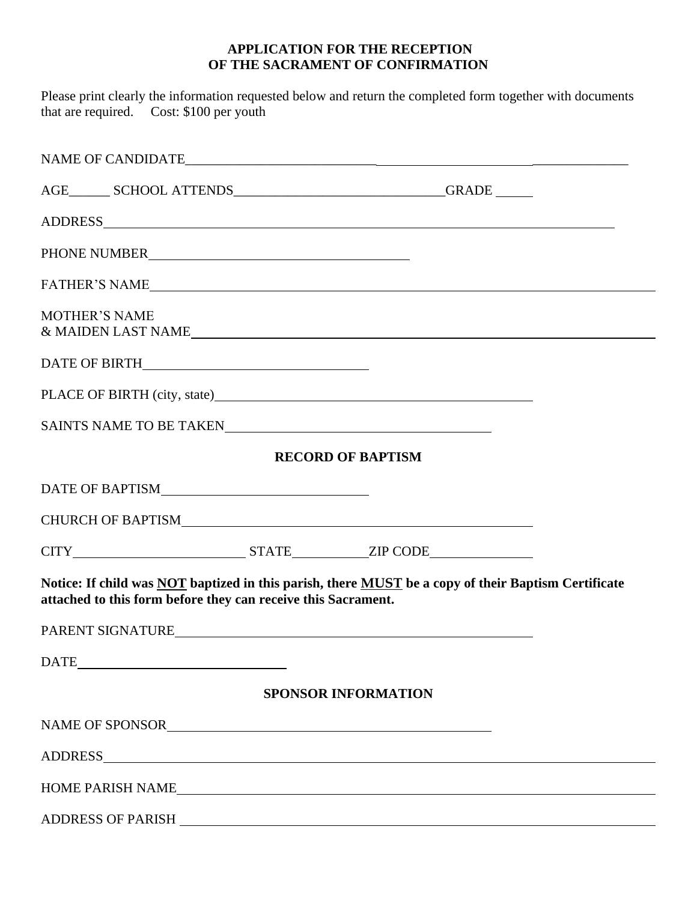**APPLICATION FOR THE RECEPTION OF THE SACRAMENT OF CONFIRMATION**

Please print clearly the information requested below and return the completed form together with documents that are required. Cost: $100 per youth

NAME OF CANDIDATE________________________________________________________

AGE______ SCHOOL ATTENDS_______________________________GRADE ______

ADDRESS____________________________________________________________

PHONE NUMBER______________________________________

FATHER'S NAME______________________________________________________________

MOTHER'S NAME
& MAIDEN LAST NAME__________________________________________________________

DATE OF BIRTH________________________________

PLACE OF BIRTH (city, state)____________________________________________

SAINTS NAME TO BE TAKEN______________________________________

**RECORD OF BAPTISM**

DATE OF BAPTISM________________________________

CHURCH OF BAPTISM______________________________________________

CITY__________________________ STATE___________ZIP CODE_______________

**Notice: If child was NOT baptized in this parish, there MUST be a copy of their Baptism Certificate attached to this form before they can receive this Sacrament.**

PARENT SIGNATURE______________________________________________

DATE________________________________

**SPONSOR INFORMATION**

NAME OF SPONSOR____________________________________________

ADDRESS____________________________________________________________

HOME PARISH NAME__________________________________________________

ADDRESS OF PARISH _________________________________________________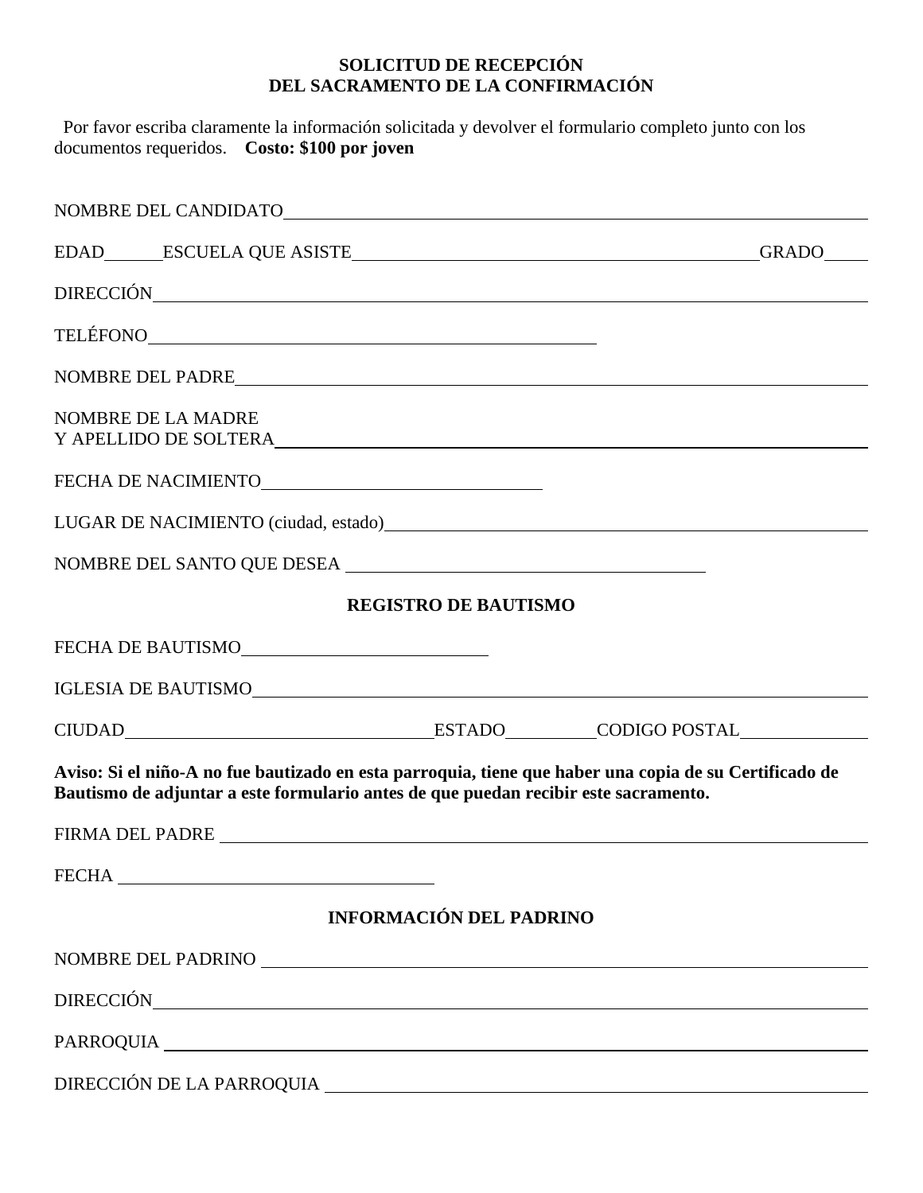**SOLICITUD DE RECEPCIÓN**
**DEL SACRAMENTO DE LA CONFIRMACIÓN**

Por favor escriba claramente la información solicitada y devolver el formulario completo junto con los documentos requeridos. **Costo: $100 por joven**

NOMBRE DEL CANDIDATO ______________________________________________

EDAD ______ ESCUELA QUE ASISTE ______________________________ GRADO ____

DIRECCIÓN ______________________________________________

TELÉFONO ______________________________

NOMBRE DEL PADRE ______________________________________________

NOMBRE DE LA MADRE
Y APELLIDO DE SOLTERA ______________________________________________

FECHA DE NACIMIENTO ______________________

LUGAR DE NACIMIENTO (ciudad, estado) ______________________________

NOMBRE DEL SANTO QUE DESEA ______________________________

**REGISTRO DE BAUTISMO**

FECHA DE BAUTISMO ______________________

IGLESIA DE BAUTISMO ______________________________________________

CIUDAD ______________________ ESTADO __________ CODIGO POSTAL ____________

**Aviso: Si el niño-A no fue bautizado en esta parroquia, tiene que haber una copia de su Certificado de Bautismo de adjuntar a este formulario antes de que puedan recibir este sacramento.**

FIRMA DEL PADRE ______________________________________________

FECHA ______________________

**INFORMACIÓN DEL PADRINO**

NOMBRE DEL PADRINO ______________________________________________

DIRECCIÓN ______________________________________________

PARROQUIA ______________________________________________

DIRECCIÓN DE LA PARROQUIA ______________________________________________